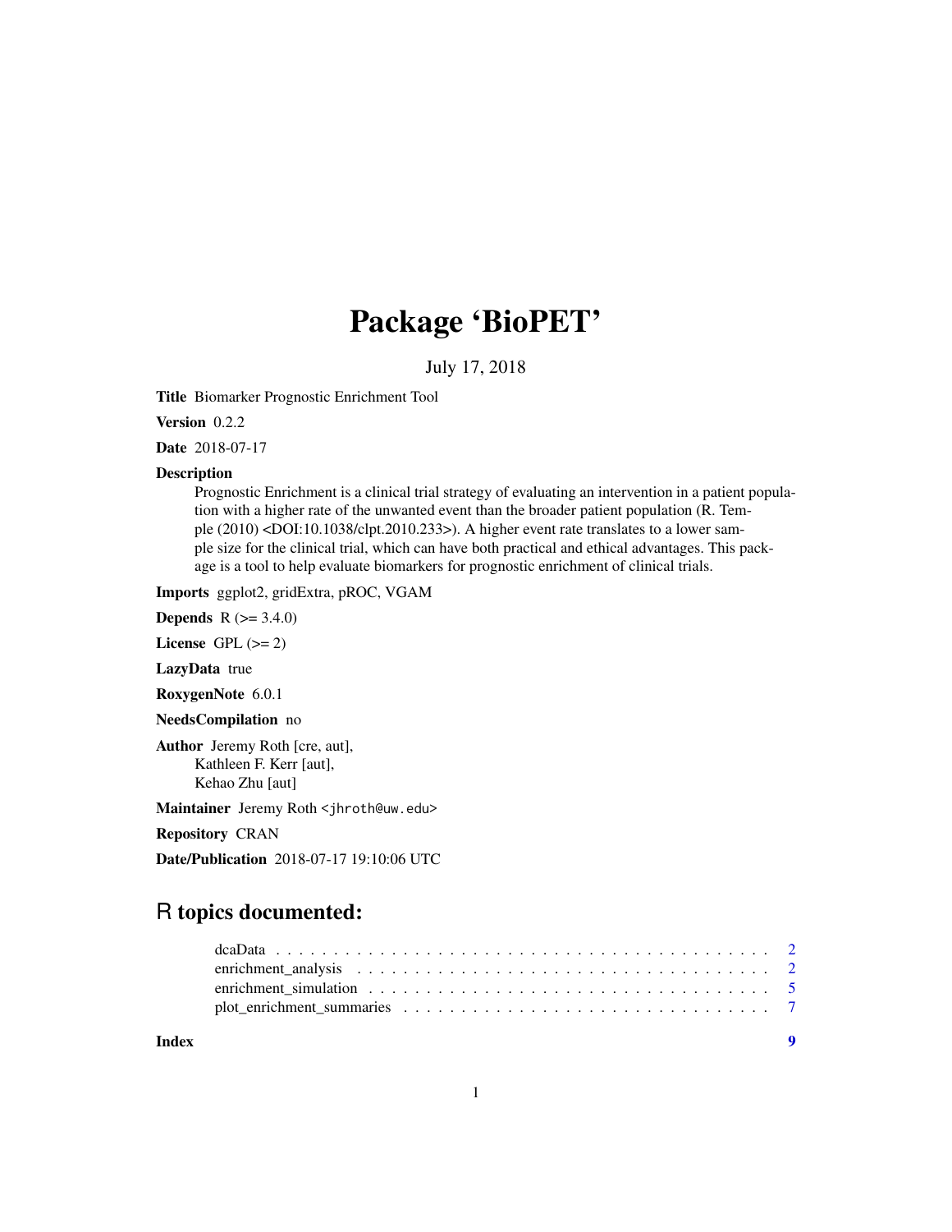# Package 'BioPET'

July 17, 2018

**Title** Biomarker Prognostic Enrichment Tool

**Version** 0.2.2

**Date** 2018-07-17

**Description**
Prognostic Enrichment is a clinical trial strategy of evaluating an intervention in a patient population with a higher rate of the unwanted event than the broader patient population (R. Temple (2010) <DOI:10.1038/clpt.2010.233>). A higher event rate translates to a lower sample size for the clinical trial, which can have both practical and ethical advantages. This package is a tool to help evaluate biomarkers for prognostic enrichment of clinical trials.

**Imports** ggplot2, gridExtra, pROC, VGAM

**Depends** R (>= 3.4.0)

**License** GPL (>= 2)

**LazyData** true

**RoxygenNote** 6.0.1

**NeedsCompilation** no

**Author** Jeremy Roth [cre, aut],
Kathleen F. Kerr [aut],
Kehao Zhu [aut]

**Maintainer** Jeremy Roth <jhroth@uw.edu>

**Repository** CRAN

**Date/Publication** 2018-07-17 19:10:06 UTC

## R topics documented:

- dcaData . . . . . . . . . . . . . . . . . . . . . . . . . . . . . . . . . . . . . . . . . 2
- enrichment_analysis . . . . . . . . . . . . . . . . . . . . . . . . . . . . . . . . . . . . 2
- enrichment_simulation . . . . . . . . . . . . . . . . . . . . . . . . . . . . . . . . . . . 5
- plot_enrichment_summaries . . . . . . . . . . . . . . . . . . . . . . . . . . . . . . . . . 7

**Index** 9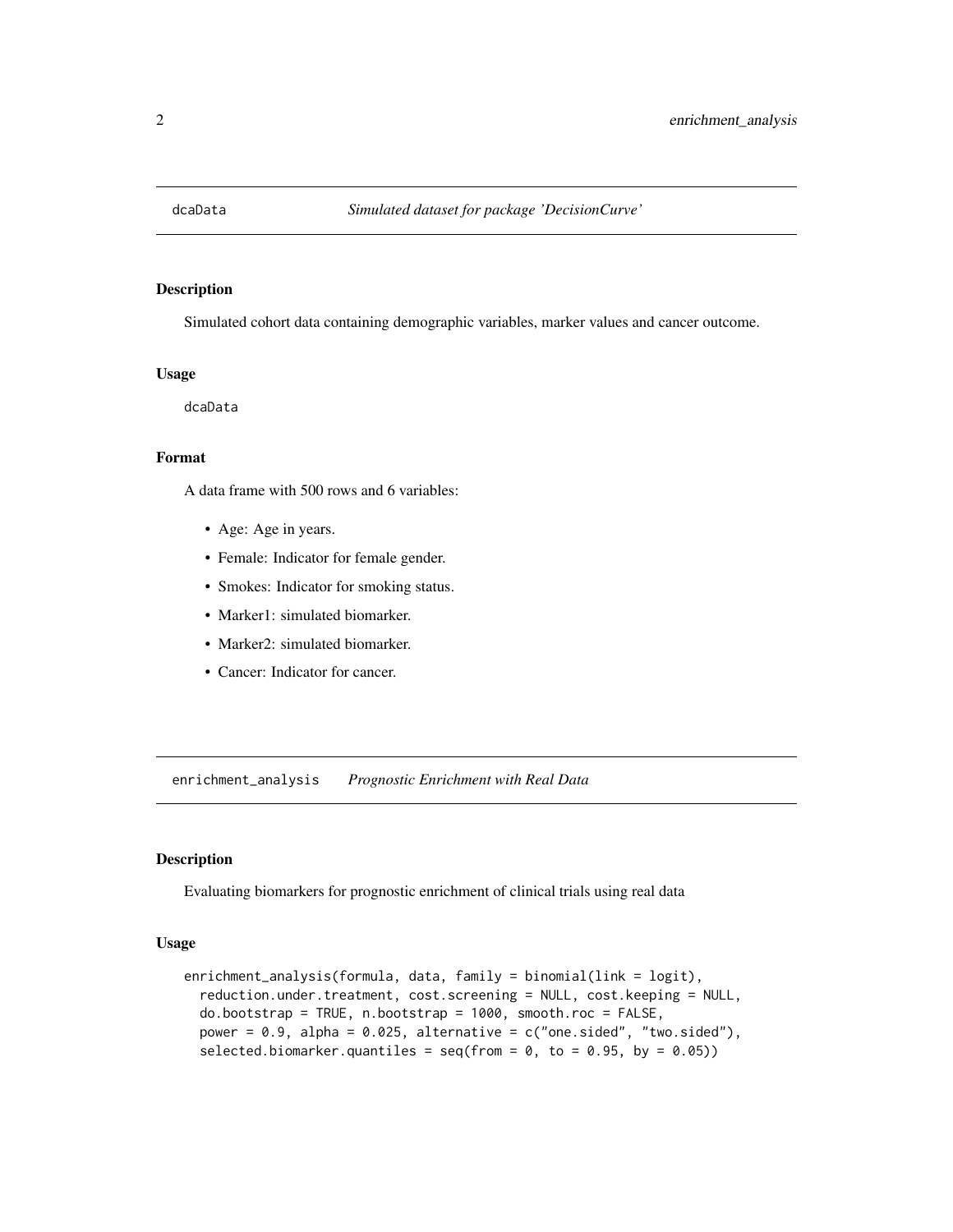## dcaData *Simulated dataset for package 'DecisionCurve'*

### Description

Simulated cohort data containing demographic variables, marker values and cancer outcome.

### Usage

```
dcaData
```

### Format

A data frame with 500 rows and 6 variables:

- Age: Age in years.
- Female: Indicator for female gender.
- Smokes: Indicator for smoking status.
- Marker1: simulated biomarker.
- Marker2: simulated biomarker.
- Cancer: Indicator for cancer.

## enrichment_analysis *Prognostic Enrichment with Real Data*

### Description

Evaluating biomarkers for prognostic enrichment of clinical trials using real data

### Usage

```
enrichment_analysis(formula, data, family = binomial(link = logit),
  reduction.under.treatment, cost.screening = NULL, cost.keeping = NULL,
  do.bootstrap = TRUE, n.bootstrap = 1000, smooth.roc = FALSE,
  power = 0.9, alpha = 0.025, alternative = c("one.sided", "two.sided"),
  selected.biomarker.quantiles = seq(from = 0, to = 0.95, by = 0.05))
```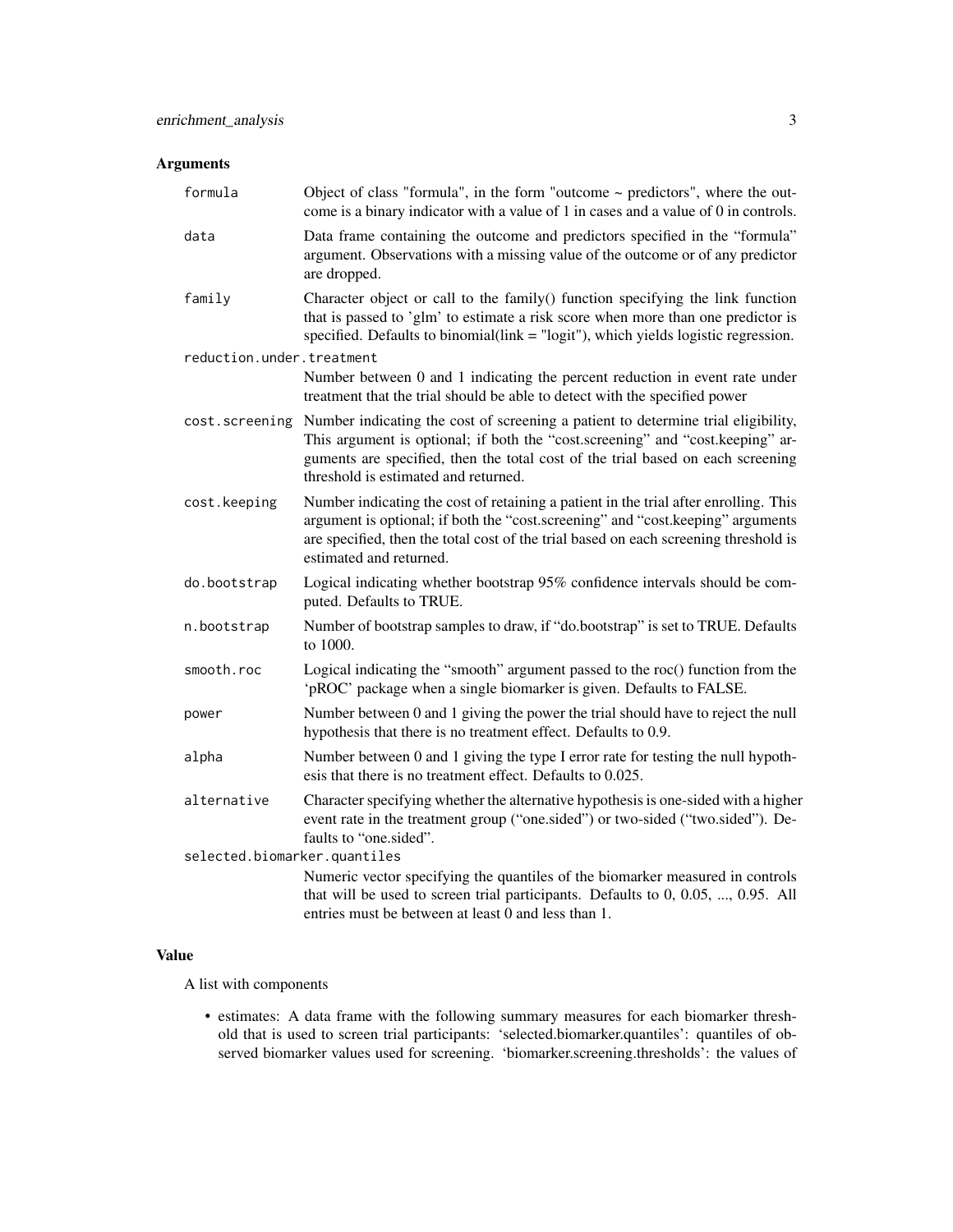### Arguments

- `formula`: Object of class "formula", in the form "outcome ~ predictors", where the outcome is a binary indicator with a value of 1 in cases and a value of 0 in controls.
- `data`: Data frame containing the outcome and predictors specified in the "formula" argument. Observations with a missing value of the outcome or of any predictor are dropped.
- `family`: Character object or call to the family() function specifying the link function that is passed to 'glm' to estimate a risk score when more than one predictor is specified. Defaults to binomial(link = "logit"), which yields logistic regression.
- `reduction.under.treatment`: Number between 0 and 1 indicating the percent reduction in event rate under treatment that the trial should be able to detect with the specified power
- `cost.screening`: Number indicating the cost of screening a patient to determine trial eligibility, This argument is optional; if both the "cost.screening" and "cost.keeping" arguments are specified, then the total cost of the trial based on each screening threshold is estimated and returned.
- `cost.keeping`: Number indicating the cost of retaining a patient in the trial after enrolling. This argument is optional; if both the "cost.screening" and "cost.keeping" arguments are specified, then the total cost of the trial based on each screening threshold is estimated and returned.
- `do.bootstrap`: Logical indicating whether bootstrap 95% confidence intervals should be computed. Defaults to TRUE.
- `n.bootstrap`: Number of bootstrap samples to draw, if "do.bootstrap" is set to TRUE. Defaults to 1000.
- `smooth.roc`: Logical indicating the "smooth" argument passed to the roc() function from the 'pROC' package when a single biomarker is given. Defaults to FALSE.
- `power`: Number between 0 and 1 giving the power the trial should have to reject the null hypothesis that there is no treatment effect. Defaults to 0.9.
- `alpha`: Number between 0 and 1 giving the type I error rate for testing the null hypothesis that there is no treatment effect. Defaults to 0.025.
- `alternative`: Character specifying whether the alternative hypothesis is one-sided with a higher event rate in the treatment group ("one.sided") or two-sided ("two.sided"). Defaults to "one.sided".
- `selected.biomarker.quantiles`: Numeric vector specifying the quantiles of the biomarker measured in controls that will be used to screen trial participants. Defaults to 0, 0.05, ..., 0.95. All entries must be between at least 0 and less than 1.

### Value

A list with components

- estimates: A data frame with the following summary measures for each biomarker threshold that is used to screen trial participants: 'selected.biomarker.quantiles': quantiles of observed biomarker values used for screening. 'biomarker.screening.thresholds': the values of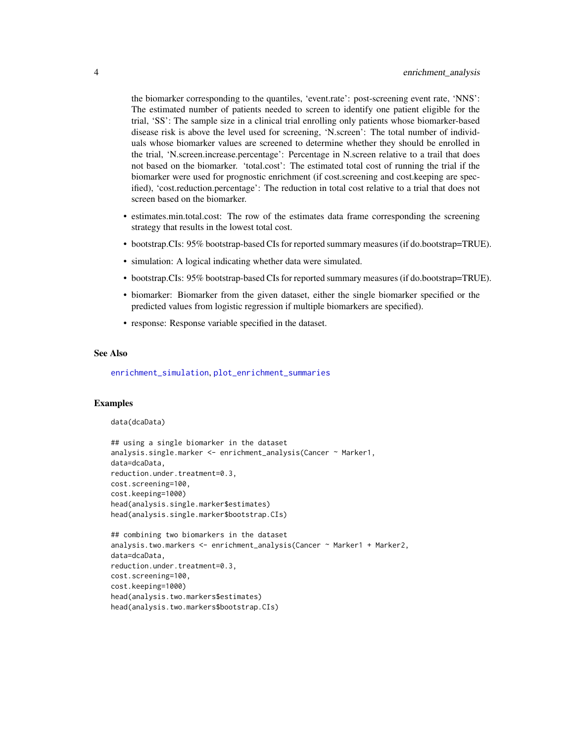the biomarker corresponding to the quantiles, 'event.rate': post-screening event rate, 'NNS': The estimated number of patients needed to screen to identify one patient eligible for the trial, 'SS': The sample size in a clinical trial enrolling only patients whose biomarker-based disease risk is above the level used for screening, 'N.screen': The total number of individuals whose biomarker values are screened to determine whether they should be enrolled in the trial, 'N.screen.increase.percentage': Percentage in N.screen relative to a trail that does not based on the biomarker. 'total.cost': The estimated total cost of running the trial if the biomarker were used for prognostic enrichment (if cost.screening and cost.keeping are specified), 'cost.reduction.percentage': The reduction in total cost relative to a trial that does not screen based on the biomarker.

- estimates.min.total.cost: The row of the estimates data frame corresponding the screening strategy that results in the lowest total cost.
- bootstrap.CIs: 95% bootstrap-based CIs for reported summary measures (if do.bootstrap=TRUE).
- simulation: A logical indicating whether data were simulated.
- bootstrap.CIs: 95% bootstrap-based CIs for reported summary measures (if do.bootstrap=TRUE).
- biomarker: Biomarker from the given dataset, either the single biomarker specified or the predicted values from logistic regression if multiple biomarkers are specified).
- response: Response variable specified in the dataset.

## See Also

enrichment_simulation, plot_enrichment_summaries

## Examples

```
data(dcaData)

## using a single biomarker in the dataset
analysis.single.marker <- enrichment_analysis(Cancer ~ Marker1,
data=dcaData,
reduction.under.treatment=0.3,
cost.screening=100,
cost.keeping=1000)
head(analysis.single.marker$estimates)
head(analysis.single.marker$bootstrap.CIs)

## combining two biomarkers in the dataset
analysis.two.markers <- enrichment_analysis(Cancer ~ Marker1 + Marker2,
data=dcaData,
reduction.under.treatment=0.3,
cost.screening=100,
cost.keeping=1000)
head(analysis.two.markers$estimates)
head(analysis.two.markers$bootstrap.CIs)
```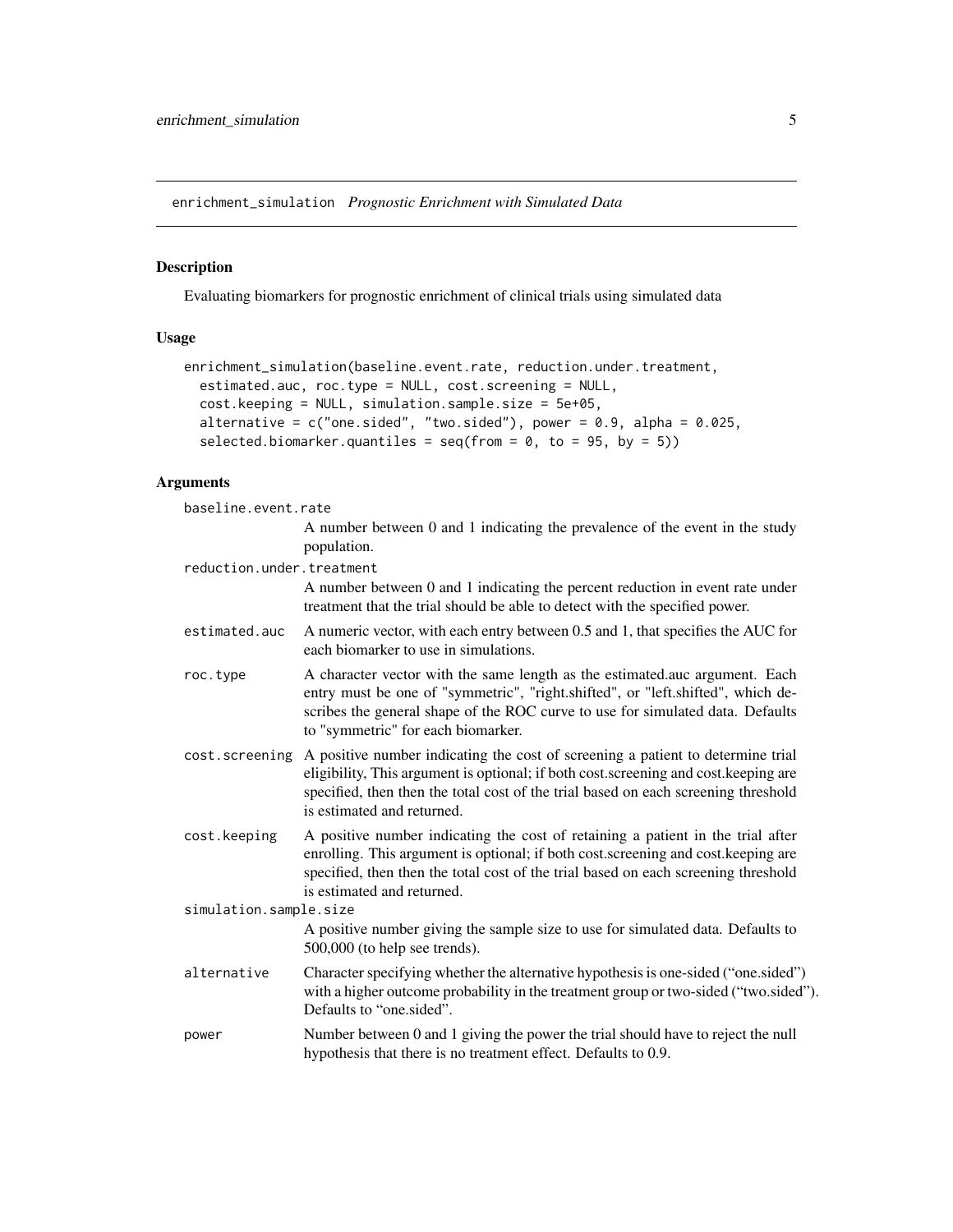## enrichment_simulation *Prognostic Enrichment with Simulated Data*

### Description

Evaluating biomarkers for prognostic enrichment of clinical trials using simulated data

### Usage

```
enrichment_simulation(baseline.event.rate, reduction.under.treatment,
  estimated.auc, roc.type = NULL, cost.screening = NULL,
  cost.keeping = NULL, simulation.sample.size = 5e+05,
  alternative = c("one.sided", "two.sided"), power = 0.9, alpha = 0.025,
  selected.biomarker.quantiles = seq(from = 0, to = 95, by = 5))
```

### Arguments

`baseline.event.rate`
: A number between 0 and 1 indicating the prevalence of the event in the study population.

`reduction.under.treatment`
: A number between 0 and 1 indicating the percent reduction in event rate under treatment that the trial should be able to detect with the specified power.

`estimated.auc`
: A numeric vector, with each entry between 0.5 and 1, that specifies the AUC for each biomarker to use in simulations.

`roc.type`
: A character vector with the same length as the estimated.auc argument. Each entry must be one of "symmetric", "right.shifted", or "left.shifted", which describes the general shape of the ROC curve to use for simulated data. Defaults to "symmetric" for each biomarker.

`cost.screening`
: A positive number indicating the cost of screening a patient to determine trial eligibility, This argument is optional; if both cost.screening and cost.keeping are specified, then then the total cost of the trial based on each screening threshold is estimated and returned.

`cost.keeping`
: A positive number indicating the cost of retaining a patient in the trial after enrolling. This argument is optional; if both cost.screening and cost.keeping are specified, then then the total cost of the trial based on each screening threshold is estimated and returned.

`simulation.sample.size`
: A positive number giving the sample size to use for simulated data. Defaults to 500,000 (to help see trends).

`alternative`
: Character specifying whether the alternative hypothesis is one-sided ("one.sided") with a higher outcome probability in the treatment group or two-sided ("two.sided"). Defaults to "one.sided".

`power`
: Number between 0 and 1 giving the power the trial should have to reject the null hypothesis that there is no treatment effect. Defaults to 0.9.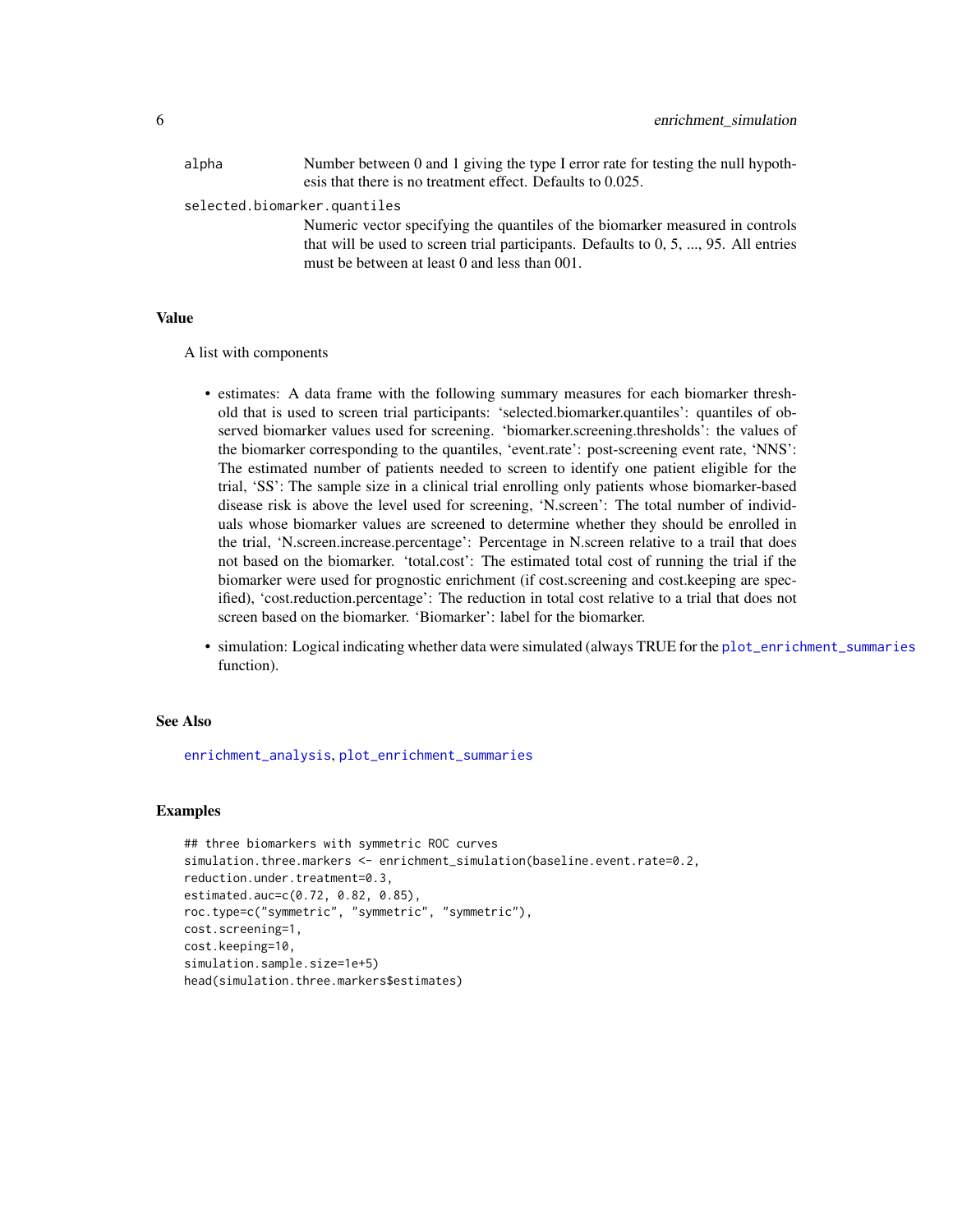alpha
: Number between 0 and 1 giving the type I error rate for testing the null hypothesis that there is no treatment effect. Defaults to 0.025.

selected.biomarker.quantiles
: Numeric vector specifying the quantiles of the biomarker measured in controls that will be used to screen trial participants. Defaults to 0, 5, ..., 95. All entries must be between at least 0 and less than 001.

## Value

A list with components

- estimates: A data frame with the following summary measures for each biomarker threshold that is used to screen trial participants: 'selected.biomarker.quantiles': quantiles of observed biomarker values used for screening. 'biomarker.screening.thresholds': the values of the biomarker corresponding to the quantiles, 'event.rate': post-screening event rate, 'NNS': The estimated number of patients needed to screen to identify one patient eligible for the trial, 'SS': The sample size in a clinical trial enrolling only patients whose biomarker-based disease risk is above the level used for screening, 'N.screen': The total number of individuals whose biomarker values are screened to determine whether they should be enrolled in the trial, 'N.screen.increase.percentage': Percentage in N.screen relative to a trail that does not based on the biomarker. 'total.cost': The estimated total cost of running the trial if the biomarker were used for prognostic enrichment (if cost.screening and cost.keeping are specified), 'cost.reduction.percentage': The reduction in total cost relative to a trial that does not screen based on the biomarker. 'Biomarker': label for the biomarker.
- simulation: Logical indicating whether data were simulated (always TRUE for the plot_enrichment_summaries function).

## See Also

enrichment_analysis, plot_enrichment_summaries

## Examples

```
## three biomarkers with symmetric ROC curves
simulation.three.markers <- enrichment_simulation(baseline.event.rate=0.2,
reduction.under.treatment=0.3,
estimated.auc=c(0.72, 0.82, 0.85),
roc.type=c("symmetric", "symmetric", "symmetric"),
cost.screening=1,
cost.keeping=10,
simulation.sample.size=1e+5)
head(simulation.three.markers$estimates)
```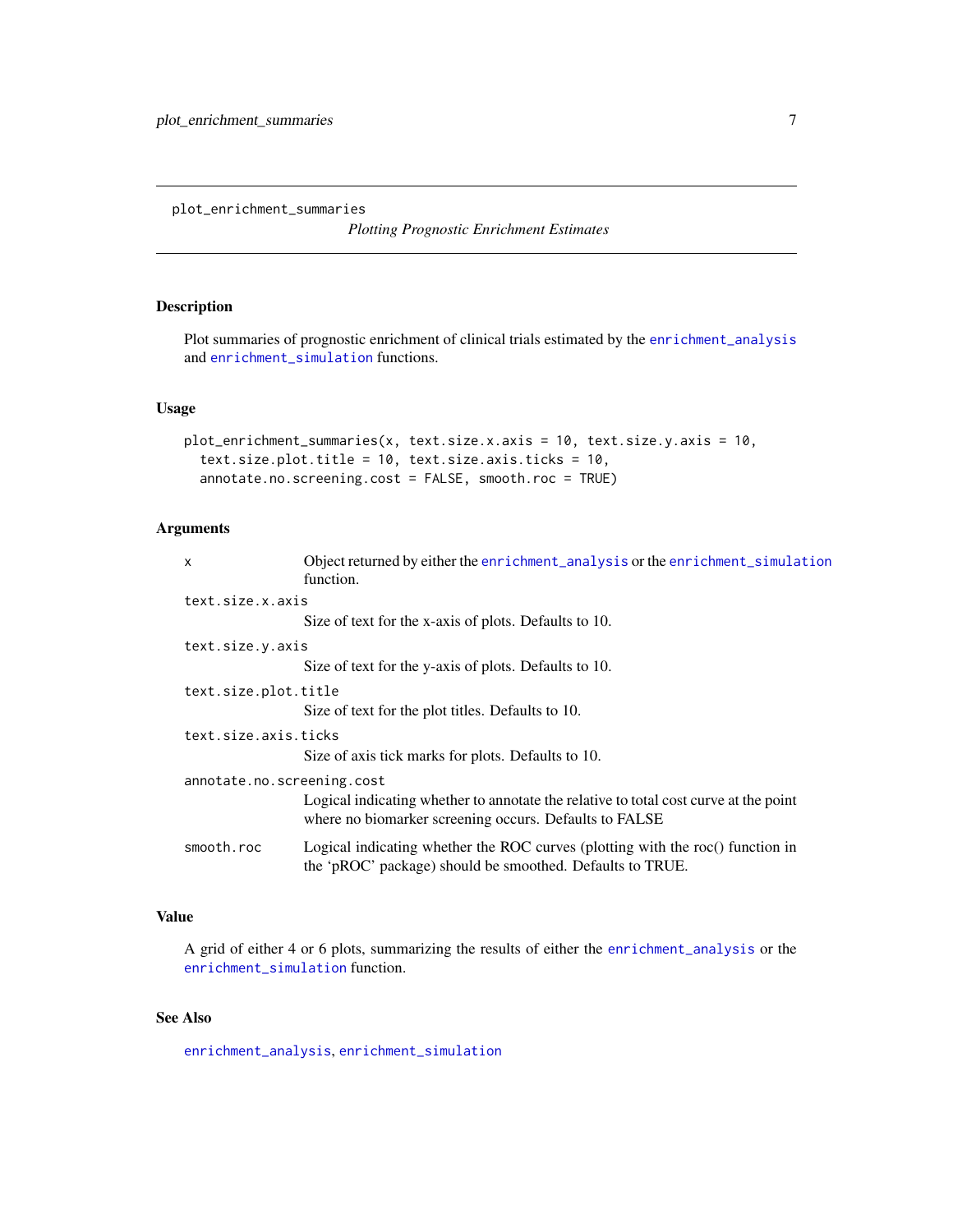plot_enrichment_summaries

*Plotting Prognostic Enrichment Estimates*

## Description

Plot summaries of prognostic enrichment of clinical trials estimated by the enrichment_analysis and enrichment_simulation functions.

## Usage

```
plot_enrichment_summaries(x, text.size.x.axis = 10, text.size.y.axis = 10,
  text.size.plot.title = 10, text.size.axis.ticks = 10,
  annotate.no.screening.cost = FALSE, smooth.roc = TRUE)
```

## Arguments

- `x` — Object returned by either the enrichment_analysis or the enrichment_simulation function.
- `text.size.x.axis` — Size of text for the x-axis of plots. Defaults to 10.
- `text.size.y.axis` — Size of text for the y-axis of plots. Defaults to 10.
- `text.size.plot.title` — Size of text for the plot titles. Defaults to 10.
- `text.size.axis.ticks` — Size of axis tick marks for plots. Defaults to 10.
- `annotate.no.screening.cost` — Logical indicating whether to annotate the relative to total cost curve at the point where no biomarker screening occurs. Defaults to FALSE
- `smooth.roc` — Logical indicating whether the ROC curves (plotting with the roc() function in the 'pROC' package) should be smoothed. Defaults to TRUE.

## Value

A grid of either 4 or 6 plots, summarizing the results of either the enrichment_analysis or the enrichment_simulation function.

## See Also

enrichment_analysis, enrichment_simulation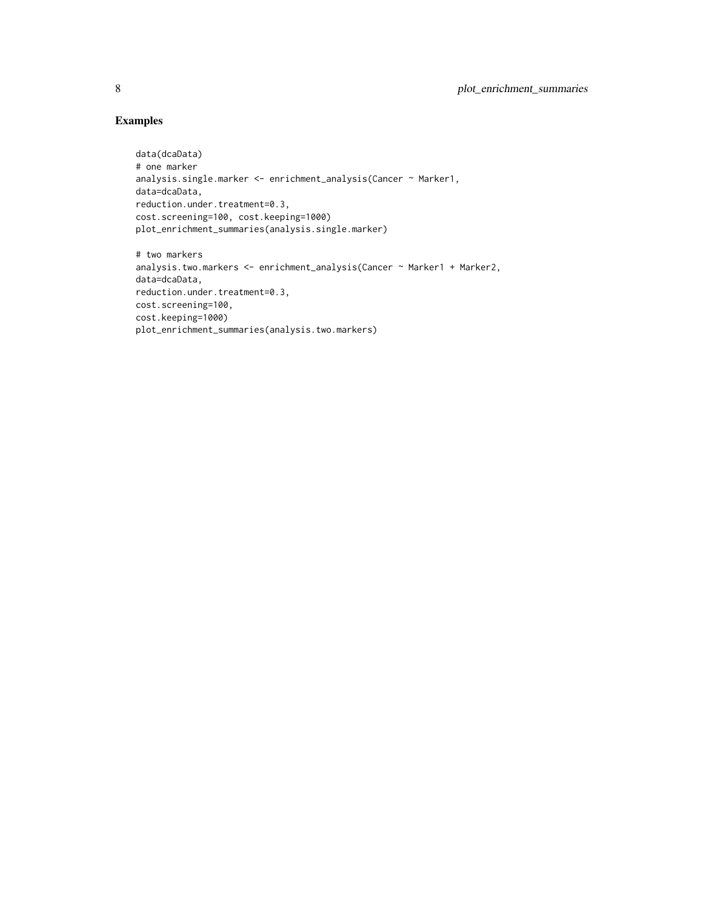## Examples

```
data(dcaData)
# one marker
analysis.single.marker <- enrichment_analysis(Cancer ~ Marker1,
data=dcaData,
reduction.under.treatment=0.3,
cost.screening=100, cost.keeping=1000)
plot_enrichment_summaries(analysis.single.marker)

# two markers
analysis.two.markers <- enrichment_analysis(Cancer ~ Marker1 + Marker2,
data=dcaData,
reduction.under.treatment=0.3,
cost.screening=100,
cost.keeping=1000)
plot_enrichment_summaries(analysis.two.markers)
```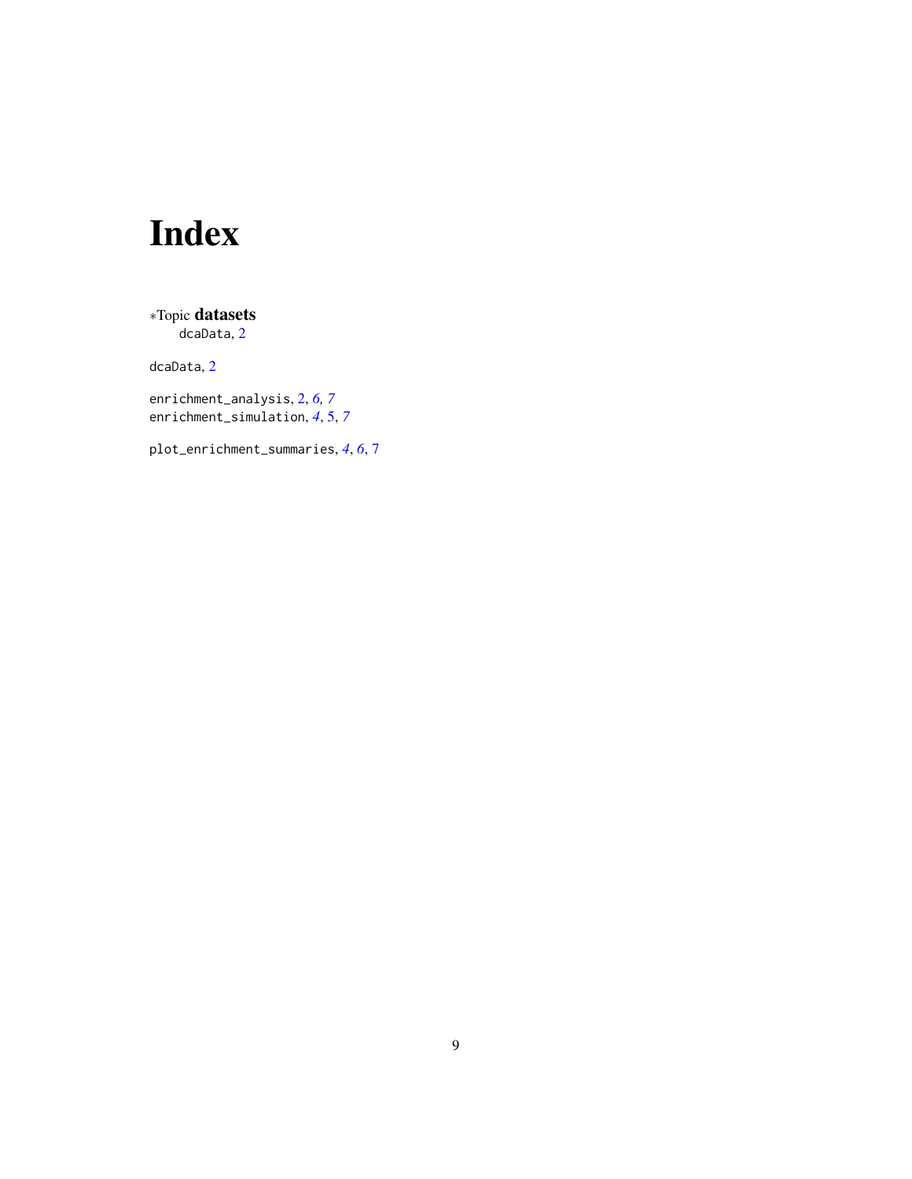# Index

*Topic **datasets**
    dcaData, 2

dcaData, 2

enrichment_analysis, 2, *6, 7*
enrichment_simulation, *4*, 5, *7*

plot_enrichment_summaries, *4*, *6*, 7